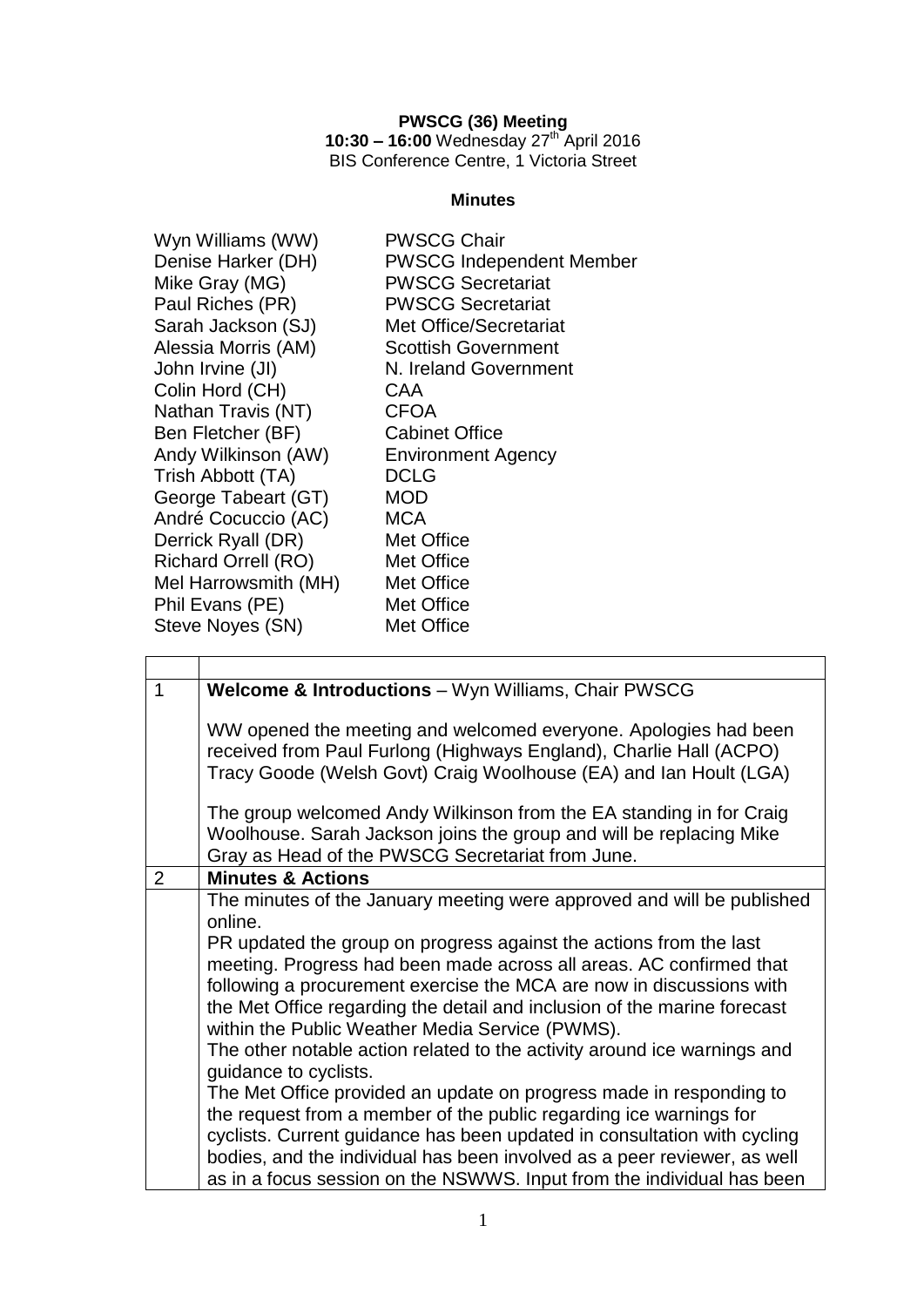**PWSCG (36) Meeting**

**10:30 – 16:00** Wednesday 27th April 2016

BIS Conference Centre, 1 Victoria Street

**Minutes**

| | |
|---|---|
| Wyn Williams (WW) | PWSCG Chair |
| Denise Harker (DH) | PWSCG Independent Member |
| Mike Gray (MG) | PWSCG Secretariat |
| Paul Riches (PR) | PWSCG Secretariat |
| Sarah Jackson (SJ) | Met Office/Secretariat |
| Alessia Morris (AM) | Scottish Government |
| John Irvine (JI) | N. Ireland Government |
| Colin Hord (CH) | CAA |
| Nathan Travis (NT) | CFOA |
| Ben Fletcher (BF) | Cabinet Office |
| Andy Wilkinson (AW) | Environment Agency |
| Trish Abbott (TA) | DCLG |
| George Tabeart (GT) | MOD |
| André Cocuccio (AC) | MCA |
| Derrick Ryall (DR) | Met Office |
| Richard Orrell (RO) | Met Office |
| Mel Harrowsmith (MH) | Met Office |
| Phil Evans (PE) | Met Office |
| Steve Noyes (SN) | Met Office |

| | |
|---|---|
| 1 | **Welcome & Introductions** – Wyn Williams, Chair PWSCG<br><br>WW opened the meeting and welcomed everyone. Apologies had been received from Paul Furlong (Highways England), Charlie Hall (ACPO) Tracy Goode (Welsh Govt) Craig Woolhouse (EA) and Ian Hoult (LGA)<br><br>The group welcomed Andy Wilkinson from the EA standing in for Craig Woolhouse. Sarah Jackson joins the group and will be replacing Mike Gray as Head of the PWSCG Secretariat from June. |
| 2 | **Minutes & Actions** |
| | The minutes of the January meeting were approved and will be published online.<br>PR updated the group on progress against the actions from the last meeting. Progress had been made across all areas. AC confirmed that following a procurement exercise the MCA are now in discussions with the Met Office regarding the detail and inclusion of the marine forecast within the Public Weather Media Service (PWMS).<br>The other notable action related to the activity around ice warnings and guidance to cyclists.<br>The Met Office provided an update on progress made in responding to the request from a member of the public regarding ice warnings for cyclists. Current guidance has been updated in consultation with cycling bodies, and the individual has been involved as a peer reviewer, as well as in a focus session on the NSWWS. Input from the individual has been |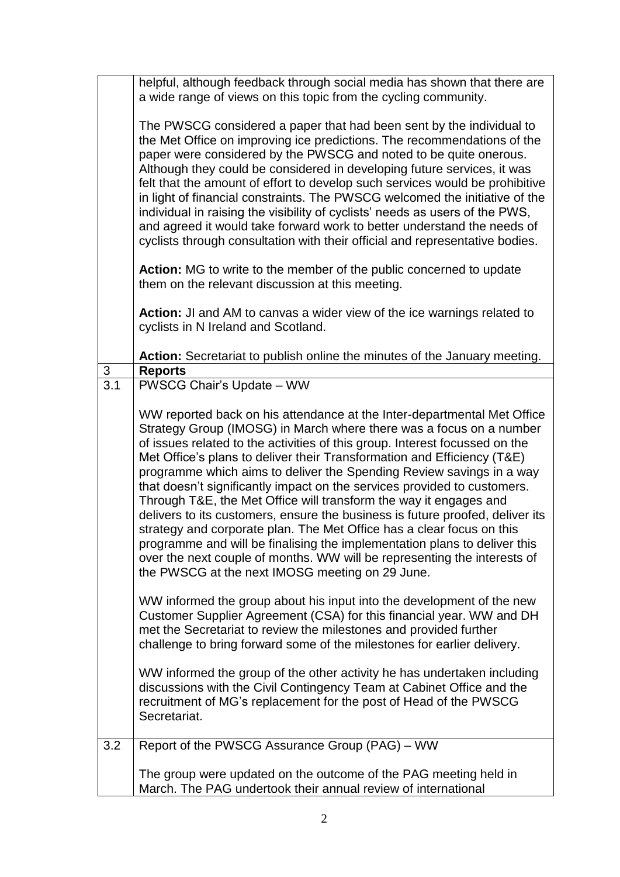| | |
|---|---|
| | helpful, although feedback through social media has shown that there are a wide range of views on this topic from the cycling community.<br><br>The PWSCG considered a paper that had been sent by the individual to the Met Office on improving ice predictions. The recommendations of the paper were considered by the PWSCG and noted to be quite onerous. Although they could be considered in developing future services, it was felt that the amount of effort to develop such services would be prohibitive in light of financial constraints. The PWSCG welcomed the initiative of the individual in raising the visibility of cyclists' needs as users of the PWS, and agreed it would take forward work to better understand the needs of cyclists through consultation with their official and representative bodies.<br><br>**Action:** MG to write to the member of the public concerned to update them on the relevant discussion at this meeting.<br><br>**Action:** JI and AM to canvas a wider view of the ice warnings related to cyclists in N Ireland and Scotland.<br><br>**Action:** Secretariat to publish online the minutes of the January meeting. |
| 3 | **Reports** |
| 3.1 | PWSCG Chair's Update – WW<br><br>WW reported back on his attendance at the Inter-departmental Met Office Strategy Group (IMOSG) in March where there was a focus on a number of issues related to the activities of this group. Interest focussed on the Met Office's plans to deliver their Transformation and Efficiency (T&E) programme which aims to deliver the Spending Review savings in a way that doesn't significantly impact on the services provided to customers. Through T&E, the Met Office will transform the way it engages and delivers to its customers, ensure the business is future proofed, deliver its strategy and corporate plan. The Met Office has a clear focus on this programme and will be finalising the implementation plans to deliver this over the next couple of months. WW will be representing the interests of the PWSCG at the next IMOSG meeting on 29 June.<br><br>WW informed the group about his input into the development of the new Customer Supplier Agreement (CSA) for this financial year. WW and DH met the Secretariat to review the milestones and provided further challenge to bring forward some of the milestones for earlier delivery.<br><br>WW informed the group of the other activity he has undertaken including discussions with the Civil Contingency Team at Cabinet Office and the recruitment of MG's replacement for the post of Head of the PWSCG Secretariat. |
| 3.2 | Report of the PWSCG Assurance Group (PAG) – WW<br><br>The group were updated on the outcome of the PAG meeting held in March. The PAG undertook their annual review of international |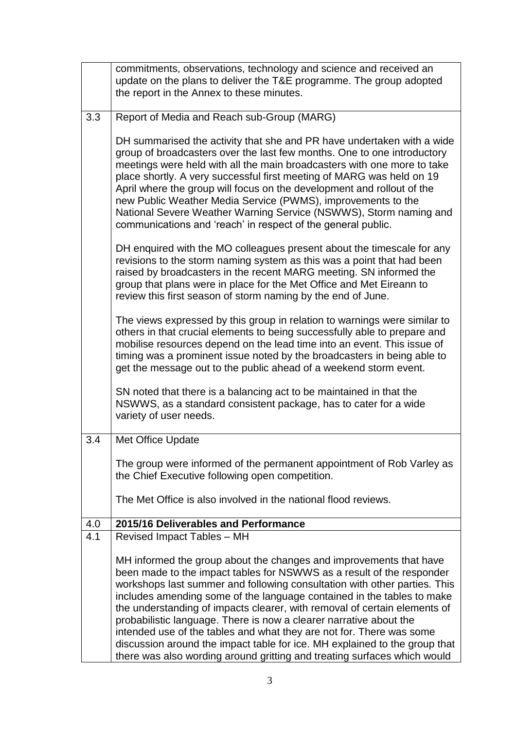| | |
|---|---|
| | commitments, observations, technology and science and received an update on the plans to deliver the T&E programme. The group adopted the report in the Annex to these minutes. |
| 3.3 | Report of Media and Reach sub-Group (MARG)<br><br>DH summarised the activity that she and PR have undertaken with a wide group of broadcasters over the last few months. One to one introductory meetings were held with all the main broadcasters with one more to take place shortly. A very successful first meeting of MARG was held on 19 April where the group will focus on the development and rollout of the new Public Weather Media Service (PWMS), improvements to the National Severe Weather Warning Service (NSWWS), Storm naming and communications and 'reach' in respect of the general public.<br><br>DH enquired with the MO colleagues present about the timescale for any revisions to the storm naming system as this was a point that had been raised by broadcasters in the recent MARG meeting. SN informed the group that plans were in place for the Met Office and Met Eireann to review this first season of storm naming by the end of June.<br><br>The views expressed by this group in relation to warnings were similar to others in that crucial elements to being successfully able to prepare and mobilise resources depend on the lead time into an event. This issue of timing was a prominent issue noted by the broadcasters in being able to get the message out to the public ahead of a weekend storm event.<br><br>SN noted that there is a balancing act to be maintained in that the NSWWS, as a standard consistent package, has to cater for a wide variety of user needs. |
| 3.4 | Met Office Update<br><br>The group were informed of the permanent appointment of Rob Varley as the Chief Executive following open competition.<br><br>The Met Office is also involved in the national flood reviews. |
| **4.0** | **2015/16 Deliverables and Performance** |
| 4.1 | Revised Impact Tables – MH<br><br>MH informed the group about the changes and improvements that have been made to the impact tables for NSWWS as a result of the responder workshops last summer and following consultation with other parties. This includes amending some of the language contained in the tables to make the understanding of impacts clearer, with removal of certain elements of probabilistic language. There is now a clearer narrative about the intended use of the tables and what they are not for. There was some discussion around the impact table for ice. MH explained to the group that there was also wording around gritting and treating surfaces which would |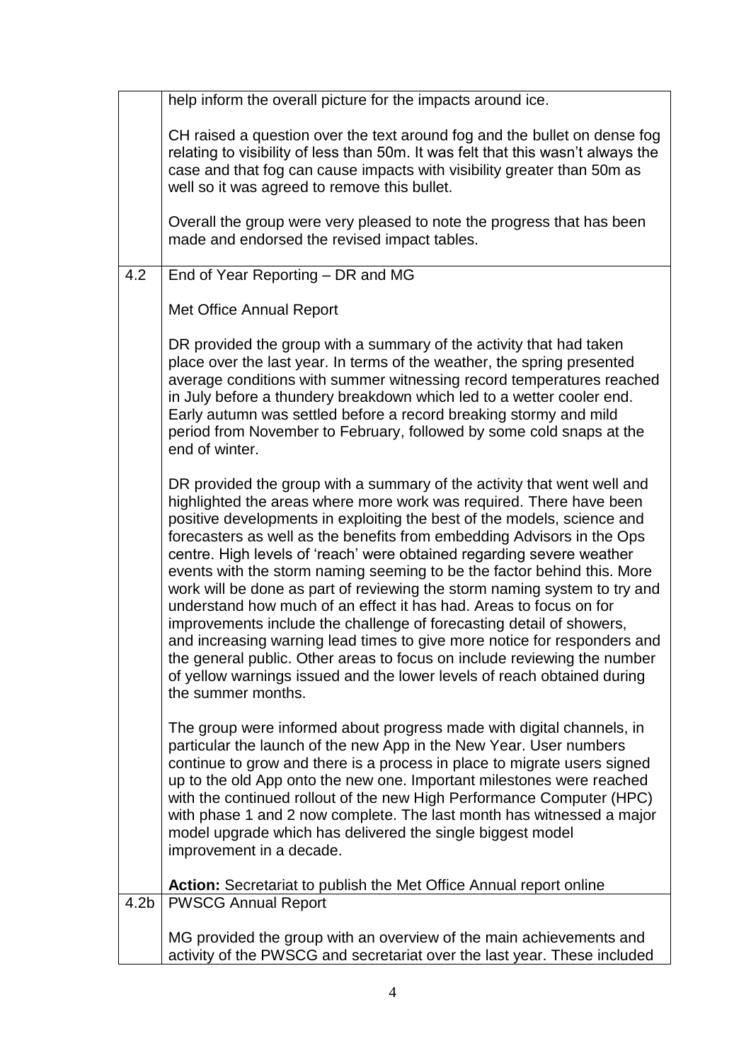| | |
|---|---|
| | help inform the overall picture for the impacts around ice.<br><br>CH raised a question over the text around fog and the bullet on dense fog relating to visibility of less than 50m. It was felt that this wasn't always the case and that fog can cause impacts with visibility greater than 50m as well so it was agreed to remove this bullet.<br><br>Overall the group were very pleased to note the progress that has been made and endorsed the revised impact tables. |
| 4.2 | End of Year Reporting – DR and MG<br><br>Met Office Annual Report<br><br>DR provided the group with a summary of the activity that had taken place over the last year. In terms of the weather, the spring presented average conditions with summer witnessing record temperatures reached in July before a thundery breakdown which led to a wetter cooler end. Early autumn was settled before a record breaking stormy and mild period from November to February, followed by some cold snaps at the end of winter.<br><br>DR provided the group with a summary of the activity that went well and highlighted the areas where more work was required. There have been positive developments in exploiting the best of the models, science and forecasters as well as the benefits from embedding Advisors in the Ops centre. High levels of 'reach' were obtained regarding severe weather events with the storm naming seeming to be the factor behind this. More work will be done as part of reviewing the storm naming system to try and understand how much of an effect it has had. Areas to focus on for improvements include the challenge of forecasting detail of showers, and increasing warning lead times to give more notice for responders and the general public. Other areas to focus on include reviewing the number of yellow warnings issued and the lower levels of reach obtained during the summer months.<br><br>The group were informed about progress made with digital channels, in particular the launch of the new App in the New Year. User numbers continue to grow and there is a process in place to migrate users signed up to the old App onto the new one. Important milestones were reached with the continued rollout of the new High Performance Computer (HPC) with phase 1 and 2 now complete. The last month has witnessed a major model upgrade which has delivered the single biggest model improvement in a decade.<br><br>**Action:** Secretariat to publish the Met Office Annual report online |
| 4.2b | PWSCG Annual Report<br><br>MG provided the group with an overview of the main achievements and activity of the PWSCG and secretariat over the last year. These included |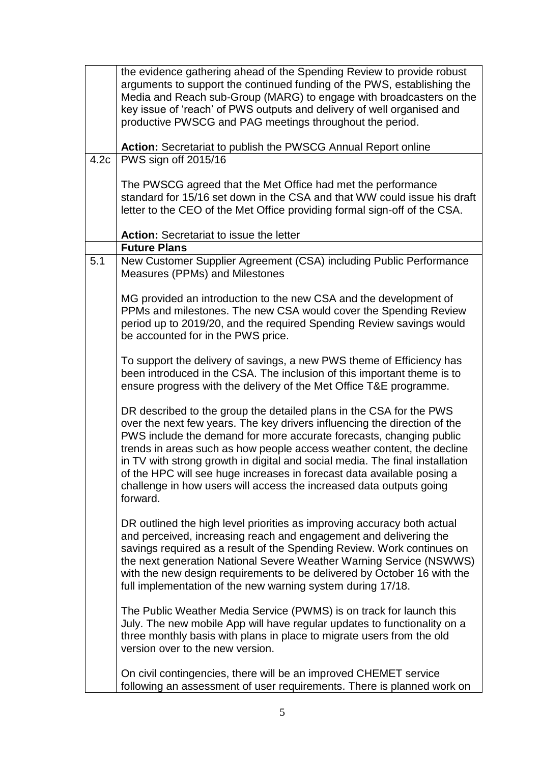|  |  |
|---|---|
|  | the evidence gathering ahead of the Spending Review to provide robust arguments to support the continued funding of the PWS, establishing the Media and Reach sub-Group (MARG) to engage with broadcasters on the key issue of 'reach' of PWS outputs and delivery of well organised and productive PWSCG and PAG meetings throughout the period.<br><br>**Action:** Secretariat to publish the PWSCG Annual Report online |
| 4.2c | PWS sign off 2015/16<br><br>The PWSCG agreed that the Met Office had met the performance standard for 15/16 set down in the CSA and that WW could issue his draft letter to the CEO of the Met Office providing formal sign-off of the CSA.<br><br>**Action:** Secretariat to issue the letter |
|  | **Future Plans** |
| 5.1 | New Customer Supplier Agreement (CSA) including Public Performance Measures (PPMs) and Milestones<br><br>MG provided an introduction to the new CSA and the development of PPMs and milestones. The new CSA would cover the Spending Review period up to 2019/20, and the required Spending Review savings would be accounted for in the PWS price.<br><br>To support the delivery of savings, a new PWS theme of Efficiency has been introduced in the CSA. The inclusion of this important theme is to ensure progress with the delivery of the Met Office T&E programme.<br><br>DR described to the group the detailed plans in the CSA for the PWS over the next few years. The key drivers influencing the direction of the PWS include the demand for more accurate forecasts, changing public trends in areas such as how people access weather content, the decline in TV with strong growth in digital and social media. The final installation of the HPC will see huge increases in forecast data available posing a challenge in how users will access the increased data outputs going forward.<br><br>DR outlined the high level priorities as improving accuracy both actual and perceived, increasing reach and engagement and delivering the savings required as a result of the Spending Review. Work continues on the next generation National Severe Weather Warning Service (NSWWS) with the new design requirements to be delivered by October 16 with the full implementation of the new warning system during 17/18.<br><br>The Public Weather Media Service (PWMS) is on track for launch this July. The new mobile App will have regular updates to functionality on a three monthly basis with plans in place to migrate users from the old version over to the new version.<br><br>On civil contingencies, there will be an improved CHEMET service following an assessment of user requirements. There is planned work on |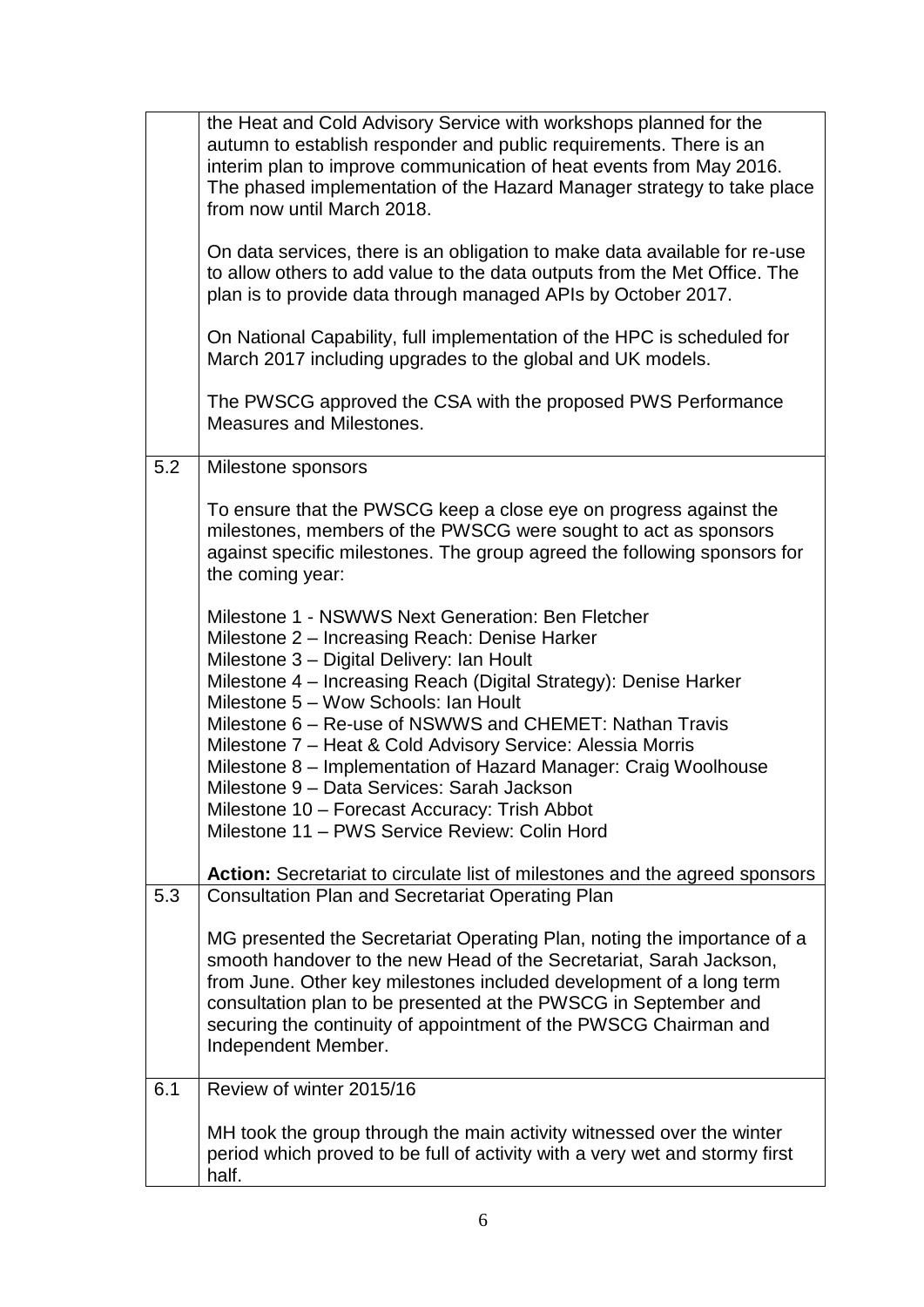| | |
|---|---|
| | the Heat and Cold Advisory Service with workshops planned for the autumn to establish responder and public requirements. There is an interim plan to improve communication of heat events from May 2016. The phased implementation of the Hazard Manager strategy to take place from now until March 2018.<br><br>On data services, there is an obligation to make data available for re-use to allow others to add value to the data outputs from the Met Office. The plan is to provide data through managed APIs by October 2017.<br><br>On National Capability, full implementation of the HPC is scheduled for March 2017 including upgrades to the global and UK models.<br><br>The PWSCG approved the CSA with the proposed PWS Performance Measures and Milestones. |
| 5.2 | Milestone sponsors<br><br>To ensure that the PWSCG keep a close eye on progress against the milestones, members of the PWSCG were sought to act as sponsors against specific milestones. The group agreed the following sponsors for the coming year:<br><br>Milestone 1 - NSWWS Next Generation: Ben Fletcher<br>Milestone 2 – Increasing Reach: Denise Harker<br>Milestone 3 – Digital Delivery: Ian Hoult<br>Milestone 4 – Increasing Reach (Digital Strategy): Denise Harker<br>Milestone 5 – Wow Schools: Ian Hoult<br>Milestone 6 – Re-use of NSWWS and CHEMET: Nathan Travis<br>Milestone 7 – Heat & Cold Advisory Service: Alessia Morris<br>Milestone 8 – Implementation of Hazard Manager: Craig Woolhouse<br>Milestone 9 – Data Services: Sarah Jackson<br>Milestone 10 – Forecast Accuracy: Trish Abbot<br>Milestone 11 – PWS Service Review: Colin Hord<br><br>**Action:** Secretariat to circulate list of milestones and the agreed sponsors |
| 5.3 | Consultation Plan and Secretariat Operating Plan<br><br>MG presented the Secretariat Operating Plan, noting the importance of a smooth handover to the new Head of the Secretariat, Sarah Jackson, from June. Other key milestones included development of a long term consultation plan to be presented at the PWSCG in September and securing the continuity of appointment of the PWSCG Chairman and Independent Member. |
| 6.1 | Review of winter 2015/16<br><br>MH took the group through the main activity witnessed over the winter period which proved to be full of activity with a very wet and stormy first half. |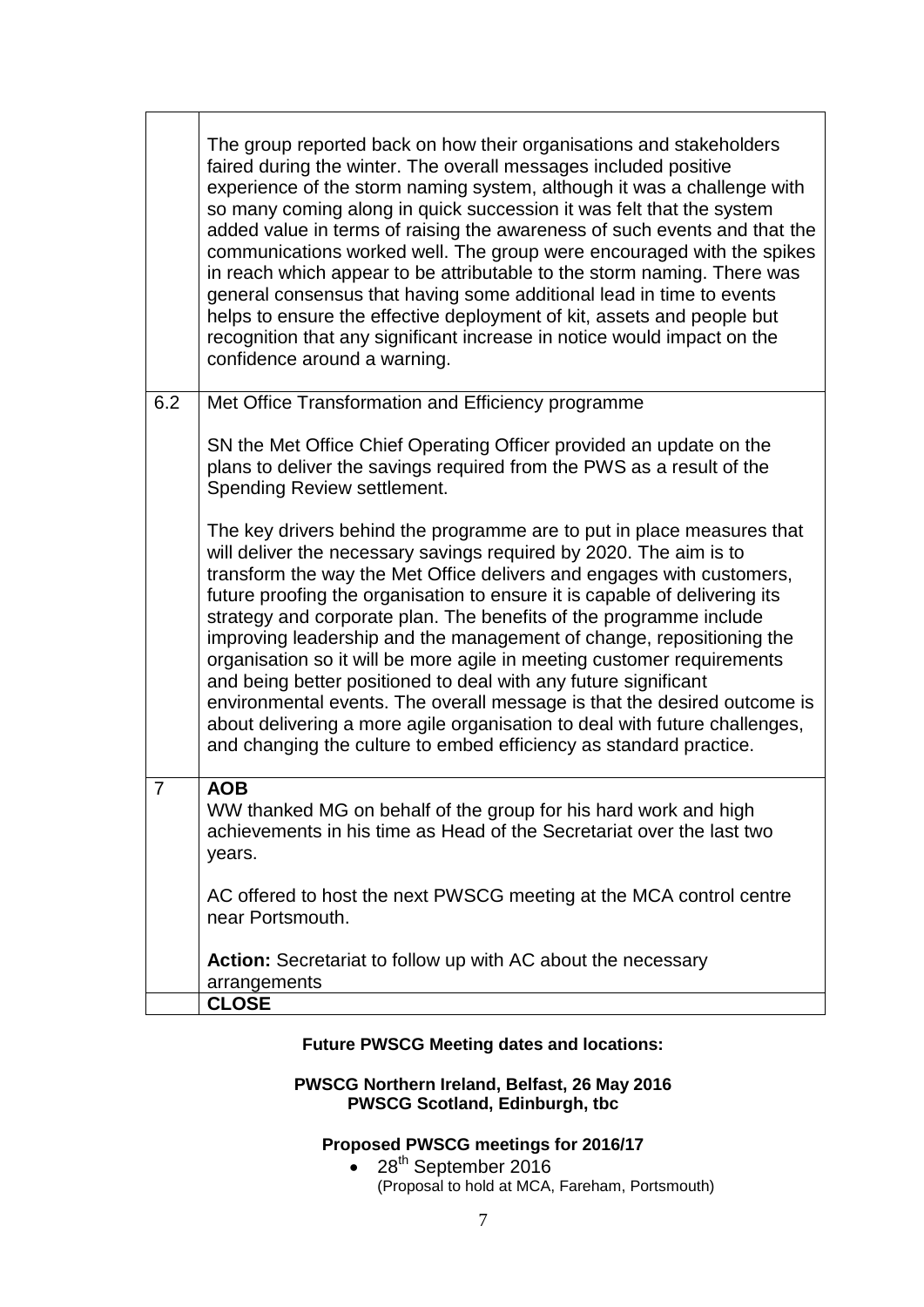| | |
|---|---|
| | The group reported back on how their organisations and stakeholders faired during the winter. The overall messages included positive experience of the storm naming system, although it was a challenge with so many coming along in quick succession it was felt that the system added value in terms of raising the awareness of such events and that the communications worked well. The group were encouraged with the spikes in reach which appear to be attributable to the storm naming. There was general consensus that having some additional lead in time to events helps to ensure the effective deployment of kit, assets and people but recognition that any significant increase in notice would impact on the confidence around a warning. |
| 6.2 | Met Office Transformation and Efficiency programme<br><br>SN the Met Office Chief Operating Officer provided an update on the plans to deliver the savings required from the PWS as a result of the Spending Review settlement.<br><br>The key drivers behind the programme are to put in place measures that will deliver the necessary savings required by 2020. The aim is to transform the way the Met Office delivers and engages with customers, future proofing the organisation to ensure it is capable of delivering its strategy and corporate plan. The benefits of the programme include improving leadership and the management of change, repositioning the organisation so it will be more agile in meeting customer requirements and being better positioned to deal with any future significant environmental events. The overall message is that the desired outcome is about delivering a more agile organisation to deal with future challenges, and changing the culture to embed efficiency as standard practice. |
| 7 | **AOB**<br>WW thanked MG on behalf of the group for his hard work and high achievements in his time as Head of the Secretariat over the last two years.<br><br>AC offered to host the next PWSCG meeting at the MCA control centre near Portsmouth.<br><br>**Action:** Secretariat to follow up with AC about the necessary arrangements |
| | **CLOSE** |

**Future PWSCG Meeting dates and locations:**

**PWSCG Northern Ireland, Belfast, 26 May 2016**
**PWSCG Scotland, Edinburgh, tbc**

**Proposed PWSCG meetings for 2016/17**

- 28th September 2016
  (Proposal to hold at MCA, Fareham, Portsmouth)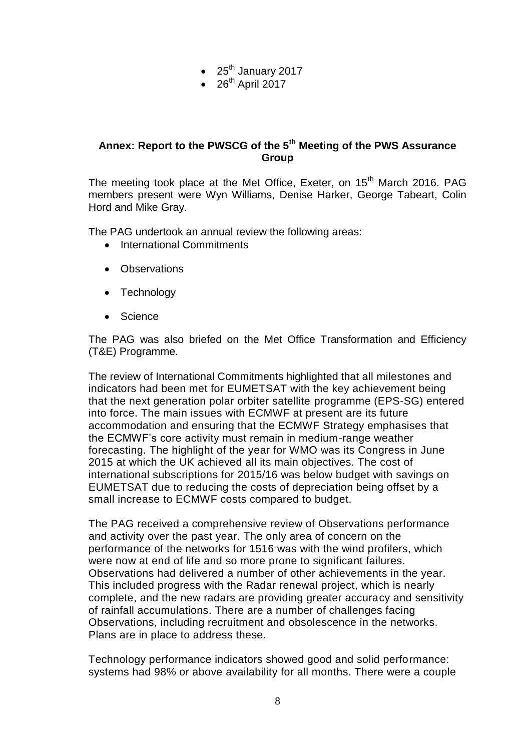- 25th January 2017
- 26th April 2017

## Annex: Report to the PWSCG of the 5th Meeting of the PWS Assurance Group

The meeting took place at the Met Office, Exeter, on 15th March 2016. PAG members present were Wyn Williams, Denise Harker, George Tabeart, Colin Hord and Mike Gray.

The PAG undertook an annual review the following areas:

- International Commitments
- Observations
- Technology
- Science

The PAG was also briefed on the Met Office Transformation and Efficiency (T&E) Programme.

The review of International Commitments highlighted that all milestones and indicators had been met for EUMETSAT with the key achievement being that the next generation polar orbiter satellite programme (EPS-SG) entered into force. The main issues with ECMWF at present are its future accommodation and ensuring that the ECMWF Strategy emphasises that the ECMWF's core activity must remain in medium-range weather forecasting. The highlight of the year for WMO was its Congress in June 2015 at which the UK achieved all its main objectives. The cost of international subscriptions for 2015/16 was below budget with savings on EUMETSAT due to reducing the costs of depreciation being offset by a small increase to ECMWF costs compared to budget.

The PAG received a comprehensive review of Observations performance and activity over the past year. The only area of concern on the performance of the networks for 1516 was with the wind profilers, which were now at end of life and so more prone to significant failures. Observations had delivered a number of other achievements in the year. This included progress with the Radar renewal project, which is nearly complete, and the new radars are providing greater accuracy and sensitivity of rainfall accumulations. There are a number of challenges facing Observations, including recruitment and obsolescence in the networks. Plans are in place to address these.

Technology performance indicators showed good and solid performance: systems had 98% or above availability for all months. There were a couple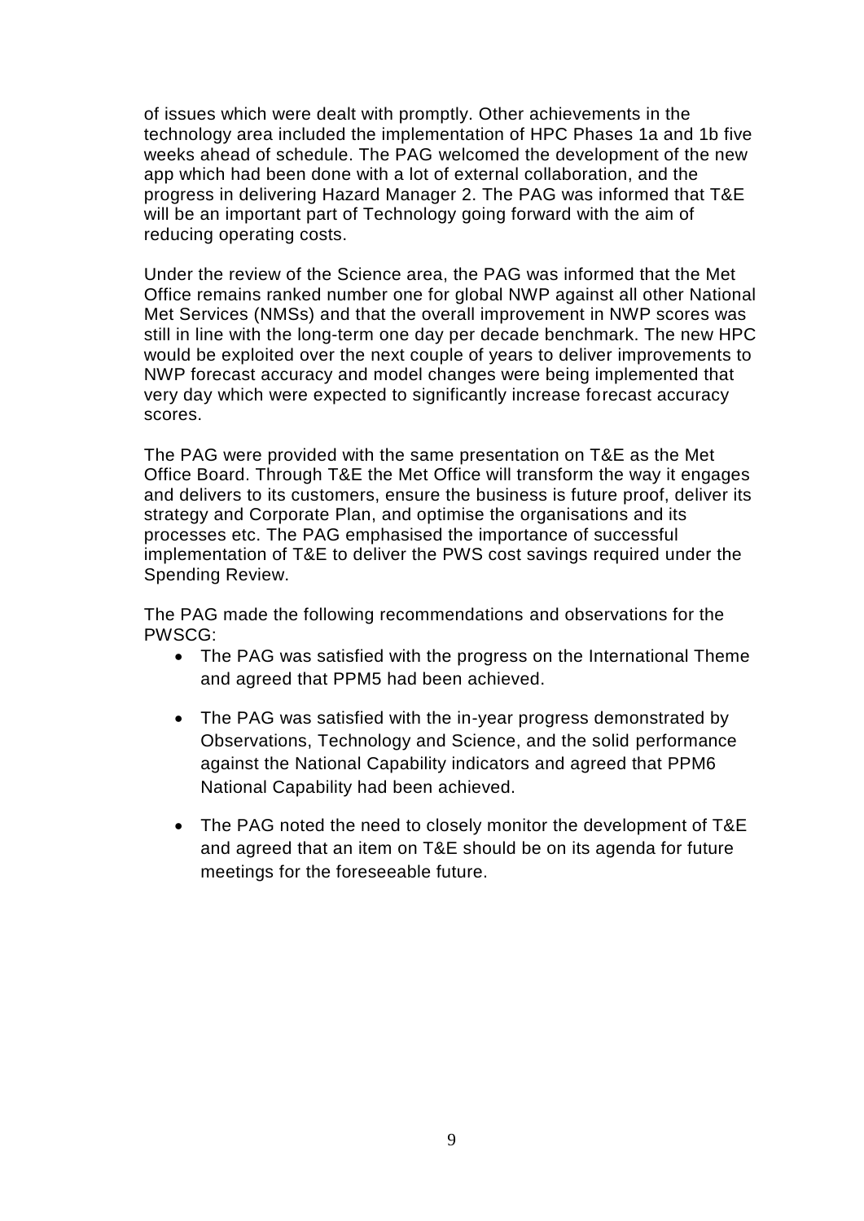of issues which were dealt with promptly. Other achievements in the technology area included the implementation of HPC Phases 1a and 1b five weeks ahead of schedule. The PAG welcomed the development of the new app which had been done with a lot of external collaboration, and the progress in delivering Hazard Manager 2. The PAG was informed that T&E will be an important part of Technology going forward with the aim of reducing operating costs.

Under the review of the Science area, the PAG was informed that the Met Office remains ranked number one for global NWP against all other National Met Services (NMSs) and that the overall improvement in NWP scores was still in line with the long-term one day per decade benchmark. The new HPC would be exploited over the next couple of years to deliver improvements to NWP forecast accuracy and model changes were being implemented that very day which were expected to significantly increase forecast accuracy scores.

The PAG were provided with the same presentation on T&E as the Met Office Board. Through T&E the Met Office will transform the way it engages and delivers to its customers, ensure the business is future proof, deliver its strategy and Corporate Plan, and optimise the organisations and its processes etc. The PAG emphasised the importance of successful implementation of T&E to deliver the PWS cost savings required under the Spending Review.

The PAG made the following recommendations and observations for the PWSCG:

- The PAG was satisfied with the progress on the International Theme and agreed that PPM5 had been achieved.
- The PAG was satisfied with the in-year progress demonstrated by Observations, Technology and Science, and the solid performance against the National Capability indicators and agreed that PPM6 National Capability had been achieved.
- The PAG noted the need to closely monitor the development of T&E and agreed that an item on T&E should be on its agenda for future meetings for the foreseeable future.